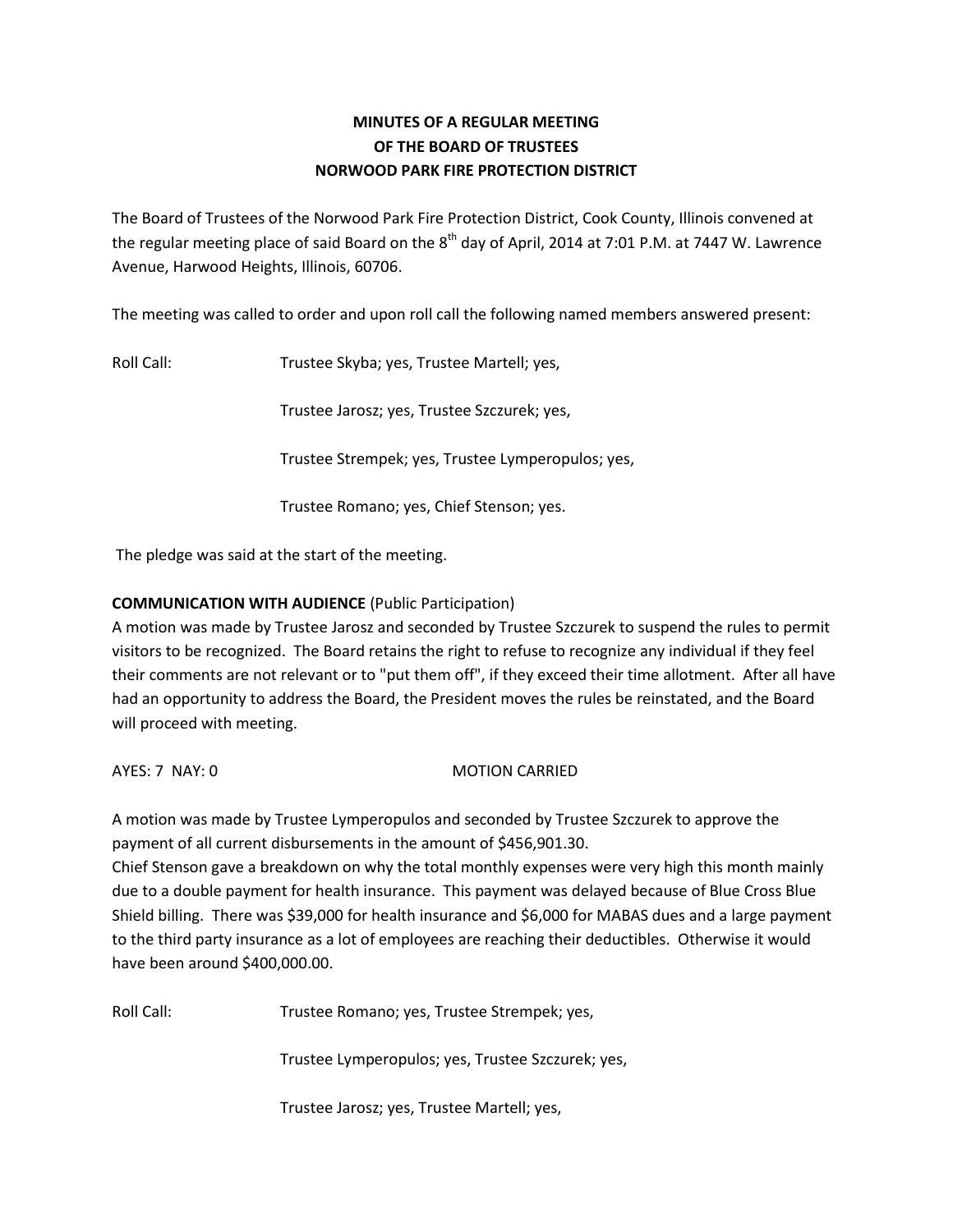**MINUTES OF A REGULAR MEETING**
**OF THE BOARD OF TRUSTEES**
**NORWOOD PARK FIRE PROTECTION DISTRICT**

The Board of Trustees of the Norwood Park Fire Protection District, Cook County, Illinois convened at the regular meeting place of said Board on the 8th day of April, 2014 at 7:01 P.M. at 7447 W. Lawrence Avenue, Harwood Heights, Illinois, 60706.

The meeting was called to order and upon roll call the following named members answered present:

Roll Call: Trustee Skyba; yes, Trustee Martell; yes,

Trustee Jarosz; yes, Trustee Szczurek; yes,

Trustee Strempek; yes, Trustee Lymperopulos; yes,

Trustee Romano; yes, Chief Stenson; yes.

The pledge was said at the start of the meeting.

**COMMUNICATION WITH AUDIENCE** (Public Participation)

A motion was made by Trustee Jarosz and seconded by Trustee Szczurek to suspend the rules to permit visitors to be recognized. The Board retains the right to refuse to recognize any individual if they feel their comments are not relevant or to "put them off", if they exceed their time allotment. After all have had an opportunity to address the Board, the President moves the rules be reinstated, and the Board will proceed with meeting.

AYES: 7 NAY: 0 MOTION CARRIED

A motion was made by Trustee Lymperopulos and seconded by Trustee Szczurek to approve the payment of all current disbursements in the amount of $456,901.30.

Chief Stenson gave a breakdown on why the total monthly expenses were very high this month mainly due to a double payment for health insurance. This payment was delayed because of Blue Cross Blue Shield billing. There was $39,000 for health insurance and $6,000 for MABAS dues and a large payment to the third party insurance as a lot of employees are reaching their deductibles. Otherwise it would have been around $400,000.00.

Roll Call: Trustee Romano; yes, Trustee Strempek; yes,

Trustee Lymperopulos; yes, Trustee Szczurek; yes,

Trustee Jarosz; yes, Trustee Martell; yes,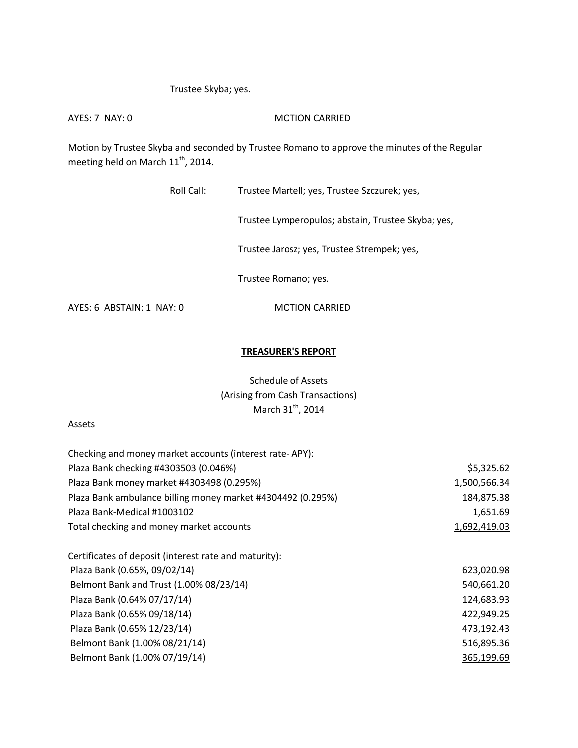Trustee Skyba; yes.

AYES: 7 NAY: 0 MOTION CARRIED

Motion by Trustee Skyba and seconded by Trustee Romano to approve the minutes of the Regular meeting held on March 11th, 2014.

Roll Call: Trustee Martell; yes, Trustee Szczurek; yes,

Trustee Lymperopulos; abstain, Trustee Skyba; yes,

Trustee Jarosz; yes, Trustee Strempek; yes,

Trustee Romano; yes.

AYES: 6 ABSTAIN: 1 NAY: 0 MOTION CARRIED

## TREASURER'S REPORT

Schedule of Assets
(Arising from Cash Transactions)
March 31th, 2014

Assets

| | |
|---|---:|
| Checking and money market accounts (interest rate- APY): | |
| Plaza Bank checking #4303503 (0.046%) | $5,325.62 |
| Plaza Bank money market #4303498 (0.295%) | 1,500,566.34 |
| Plaza Bank ambulance billing money market #4304492 (0.295%) | 184,875.38 |
| Plaza Bank-Medical #1003102 | 1,651.69 |
| Total checking and money market accounts | 1,692,419.03 |
| | |
| Certificates of deposit (interest rate and maturity): | |
| Plaza Bank (0.65%, 09/02/14) | 623,020.98 |
| Belmont Bank and Trust (1.00% 08/23/14) | 540,661.20 |
| Plaza Bank (0.64% 07/17/14) | 124,683.93 |
| Plaza Bank (0.65% 09/18/14) | 422,949.25 |
| Plaza Bank (0.65% 12/23/14) | 473,192.43 |
| Belmont Bank (1.00% 08/21/14) | 516,895.36 |
| Belmont Bank (1.00% 07/19/14) | 365,199.69 |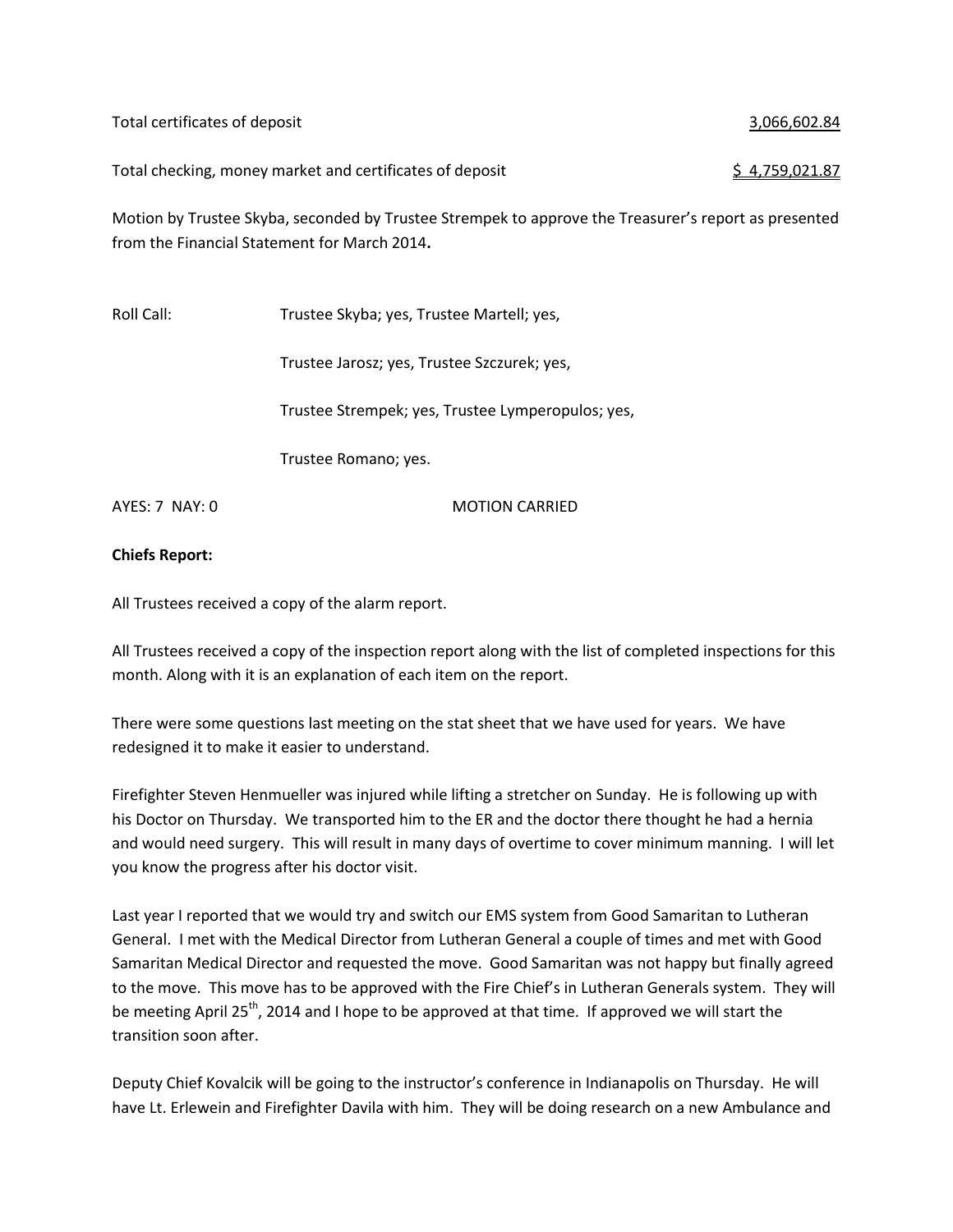Total certificates of deposit 3,066,602.84

Total checking, money market and certificates of deposit $ 4,759,021.87

Motion by Trustee Skyba, seconded by Trustee Strempek to approve the Treasurer's report as presented from the Financial Statement for March 2014**.**

Roll Call: Trustee Skyba; yes, Trustee Martell; yes,

Trustee Jarosz; yes, Trustee Szczurek; yes,

Trustee Strempek; yes, Trustee Lymperopulos; yes,

Trustee Romano; yes.

AYES: 7 NAY: 0 MOTION CARRIED

**Chiefs Report:**

All Trustees received a copy of the alarm report.

All Trustees received a copy of the inspection report along with the list of completed inspections for this month. Along with it is an explanation of each item on the report.

There were some questions last meeting on the stat sheet that we have used for years. We have redesigned it to make it easier to understand.

Firefighter Steven Henmueller was injured while lifting a stretcher on Sunday. He is following up with his Doctor on Thursday. We transported him to the ER and the doctor there thought he had a hernia and would need surgery. This will result in many days of overtime to cover minimum manning. I will let you know the progress after his doctor visit.

Last year I reported that we would try and switch our EMS system from Good Samaritan to Lutheran General. I met with the Medical Director from Lutheran General a couple of times and met with Good Samaritan Medical Director and requested the move. Good Samaritan was not happy but finally agreed to the move. This move has to be approved with the Fire Chief's in Lutheran Generals system. They will be meeting April 25th, 2014 and I hope to be approved at that time. If approved we will start the transition soon after.

Deputy Chief Kovalcik will be going to the instructor's conference in Indianapolis on Thursday. He will have Lt. Erlewein and Firefighter Davila with him. They will be doing research on a new Ambulance and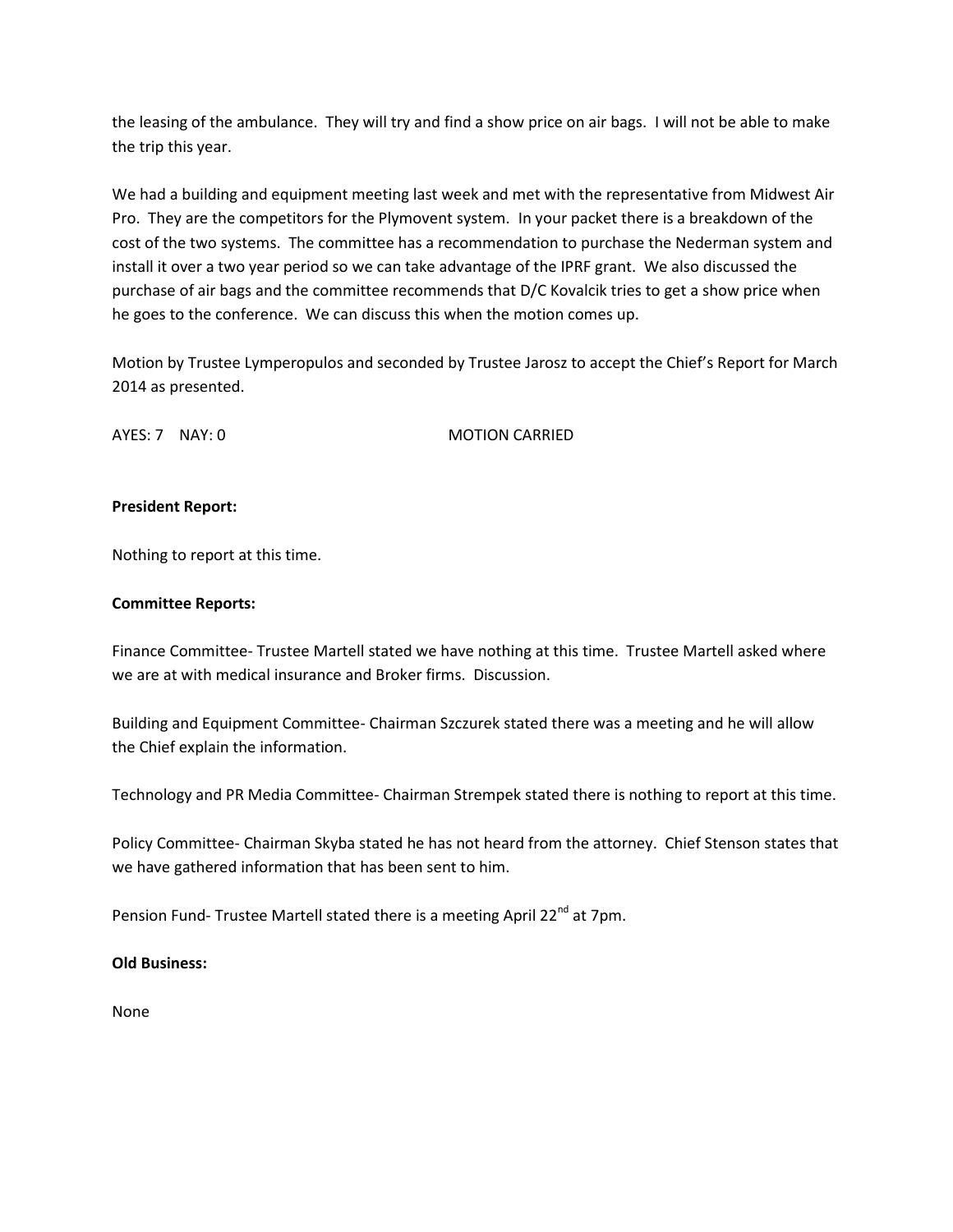the leasing of the ambulance. They will try and find a show price on air bags. I will not be able to make the trip this year.

We had a building and equipment meeting last week and met with the representative from Midwest Air Pro. They are the competitors for the Plymovent system. In your packet there is a breakdown of the cost of the two systems. The committee has a recommendation to purchase the Nederman system and install it over a two year period so we can take advantage of the IPRF grant. We also discussed the purchase of air bags and the committee recommends that D/C Kovalcik tries to get a show price when he goes to the conference. We can discuss this when the motion comes up.

Motion by Trustee Lymperopulos and seconded by Trustee Jarosz to accept the Chief's Report for March 2014 as presented.

AYES: 7 NAY: 0 MOTION CARRIED

**President Report:**

Nothing to report at this time.

**Committee Reports:**

Finance Committee- Trustee Martell stated we have nothing at this time. Trustee Martell asked where we are at with medical insurance and Broker firms. Discussion.

Building and Equipment Committee- Chairman Szczurek stated there was a meeting and he will allow the Chief explain the information.

Technology and PR Media Committee- Chairman Strempek stated there is nothing to report at this time.

Policy Committee- Chairman Skyba stated he has not heard from the attorney. Chief Stenson states that we have gathered information that has been sent to him.

Pension Fund- Trustee Martell stated there is a meeting April 22nd at 7pm.

**Old Business:**

None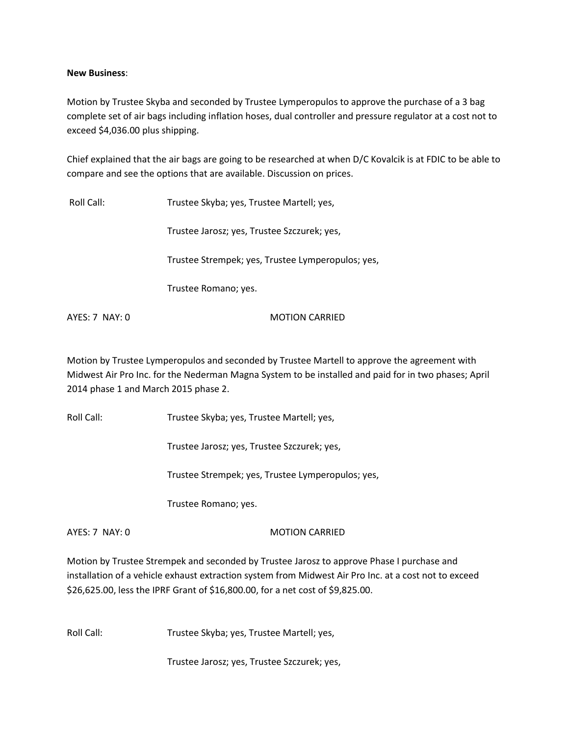**New Business**:

Motion by Trustee Skyba and seconded by Trustee Lymperopulos to approve the purchase of a 3 bag complete set of air bags including inflation hoses, dual controller and pressure regulator at a cost not to exceed $4,036.00 plus shipping.

Chief explained that the air bags are going to be researched at when D/C Kovalcik is at FDIC to be able to compare and see the options that are available. Discussion on prices.

Roll Call: Trustee Skyba; yes, Trustee Martell; yes,

Trustee Jarosz; yes, Trustee Szczurek; yes,

Trustee Strempek; yes, Trustee Lymperopulos; yes,

Trustee Romano; yes.

AYES: 7 NAY: 0 MOTION CARRIED

Motion by Trustee Lymperopulos and seconded by Trustee Martell to approve the agreement with Midwest Air Pro Inc. for the Nederman Magna System to be installed and paid for in two phases; April 2014 phase 1 and March 2015 phase 2.

Roll Call: Trustee Skyba; yes, Trustee Martell; yes,

Trustee Jarosz; yes, Trustee Szczurek; yes,

Trustee Strempek; yes, Trustee Lymperopulos; yes,

Trustee Romano; yes.

AYES: 7 NAY: 0 MOTION CARRIED

Motion by Trustee Strempek and seconded by Trustee Jarosz to approve Phase I purchase and installation of a vehicle exhaust extraction system from Midwest Air Pro Inc. at a cost not to exceed $26,625.00, less the IPRF Grant of $16,800.00, for a net cost of $9,825.00.

Roll Call: Trustee Skyba; yes, Trustee Martell; yes,

Trustee Jarosz; yes, Trustee Szczurek; yes,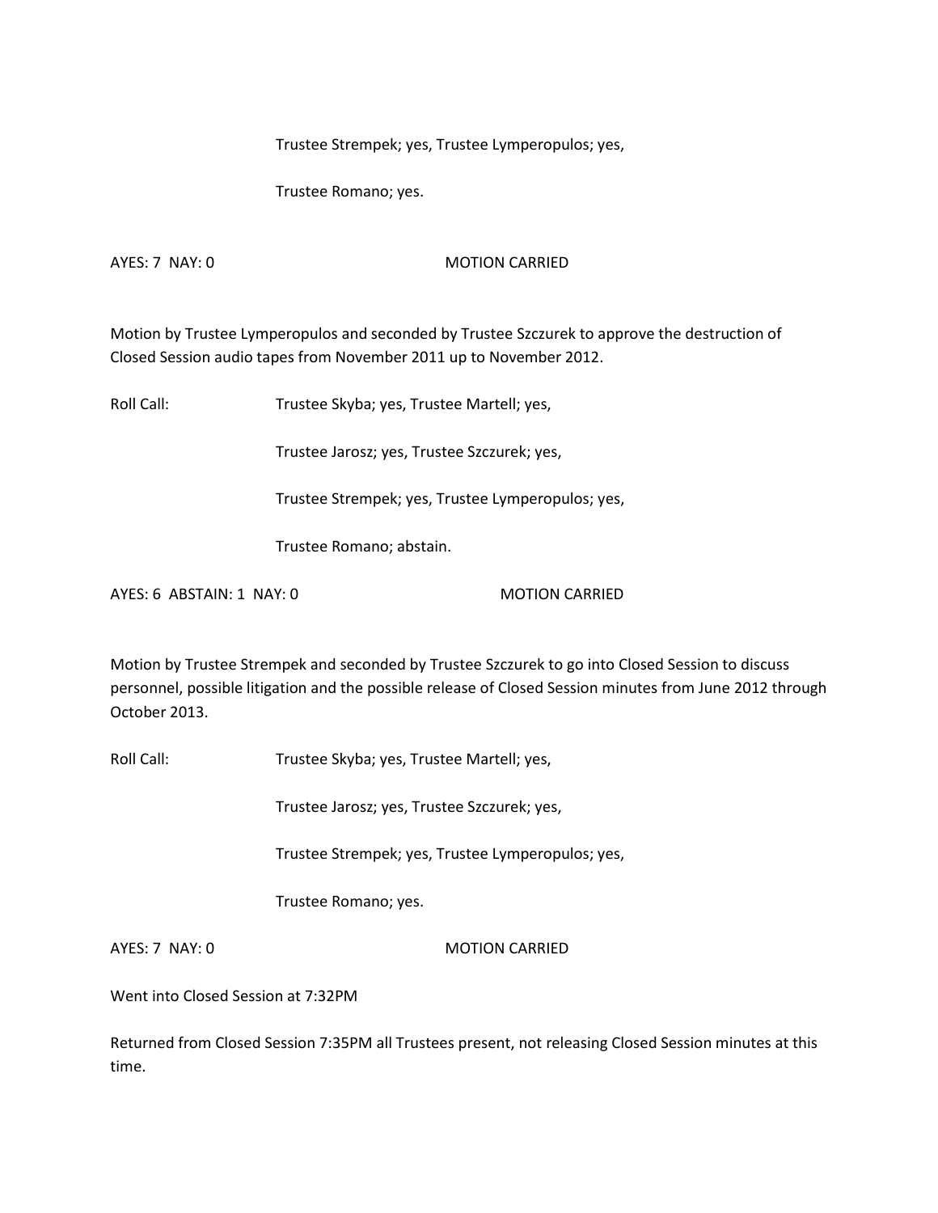Trustee Strempek; yes, Trustee Lymperopulos; yes,

Trustee Romano; yes.

AYES: 7 NAY: 0 MOTION CARRIED

Motion by Trustee Lymperopulos and seconded by Trustee Szczurek to approve the destruction of Closed Session audio tapes from November 2011 up to November 2012.

Roll Call: Trustee Skyba; yes, Trustee Martell; yes,

Trustee Jarosz; yes, Trustee Szczurek; yes,

Trustee Strempek; yes, Trustee Lymperopulos; yes,

Trustee Romano; abstain.

AYES: 6 ABSTAIN: 1 NAY: 0 MOTION CARRIED

Motion by Trustee Strempek and seconded by Trustee Szczurek to go into Closed Session to discuss personnel, possible litigation and the possible release of Closed Session minutes from June 2012 through October 2013.

Roll Call: Trustee Skyba; yes, Trustee Martell; yes,

Trustee Jarosz; yes, Trustee Szczurek; yes,

Trustee Strempek; yes, Trustee Lymperopulos; yes,

Trustee Romano; yes.

AYES: 7 NAY: 0 MOTION CARRIED

Went into Closed Session at 7:32PM

Returned from Closed Session 7:35PM all Trustees present, not releasing Closed Session minutes at this time.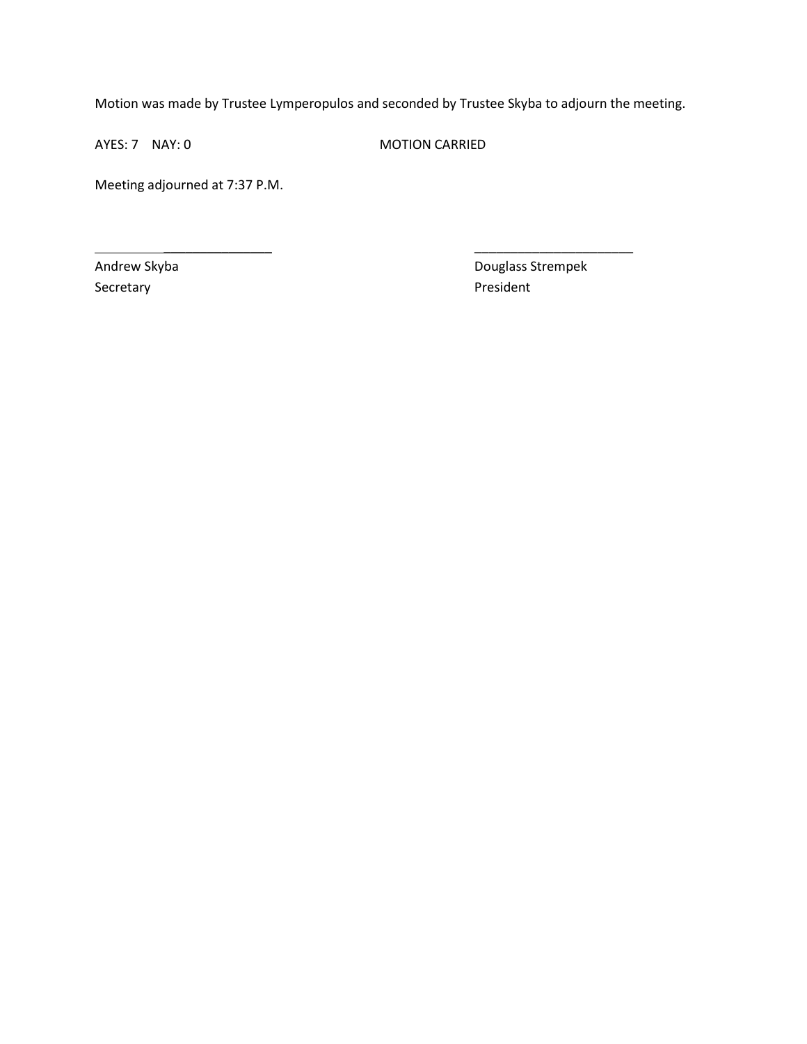Motion was made by Trustee Lymperopulos and seconded by Trustee Skyba to adjourn the meeting.

AYES: 7 NAY: 0 MOTION CARRIED

Meeting adjourned at 7:37 P.M.

| | |
|---|---|
| ______________________ | ______________________ |
| Andrew Skyba | Douglass Strempek |
| Secretary | President |